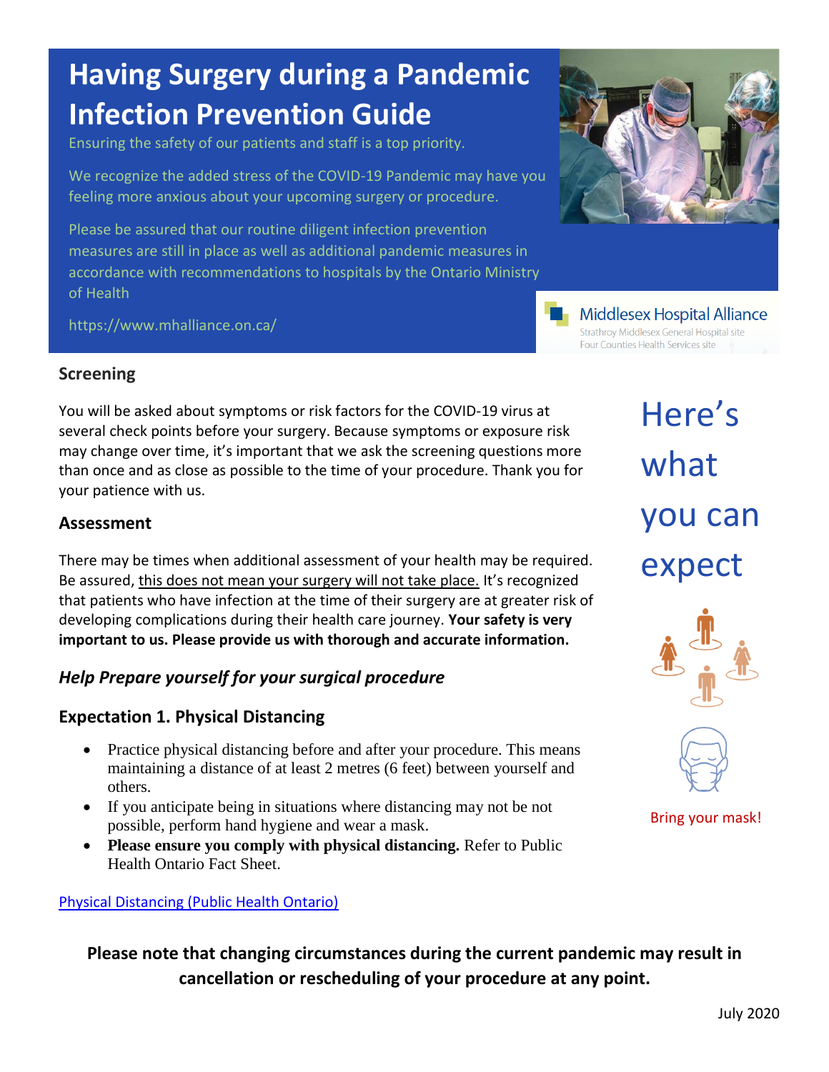# Having Surgery during a Pandemic Infection Prevention Guide

Ensuring the safety of our patients and staff is a top priority.

We recognize the added stress of the COVID-19 Pandemic may have you feeling more anxious about your upcoming surgery or procedure.

Please be assured that our routine diligent infection prevention measures are still in place as well as additional pandemic measures in accordance with recommendations to hospitals by the Ontario Ministry of Health

https://www.mhalliance.on.ca/

Middlesex Hospital Alliance
Strathroy Middlesex General Hospital site
Four Counties Health Services site

## Here's what you can expect

### Screening

You will be asked about symptoms or risk factors for the COVID-19 virus at several check points before your surgery. Because symptoms or exposure risk may change over time, it's important that we ask the screening questions more than once and as close as possible to the time of your procedure. Thank you for your patience with us.

### Assessment

There may be times when additional assessment of your health may be required. Be assured, this does not mean your surgery will not take place. It's recognized that patients who have infection at the time of their surgery are at greater risk of developing complications during their health care journey. **Your safety is very important to us. Please provide us with thorough and accurate information.**

### *Help Prepare yourself for your surgical procedure*

### Expectation 1. Physical Distancing

- Practice physical distancing before and after your procedure. This means maintaining a distance of at least 2 metres (6 feet) between yourself and others.
- If you anticipate being in situations where distancing may not be not possible, perform hand hygiene and wear a mask.
- **Please ensure you comply with physical distancing.** Refer to Public Health Ontario Fact Sheet.

Physical Distancing (Public Health Ontario)

Bring your mask!

**Please note that changing circumstances during the current pandemic may result in cancellation or rescheduling of your procedure at any point.**

July 2020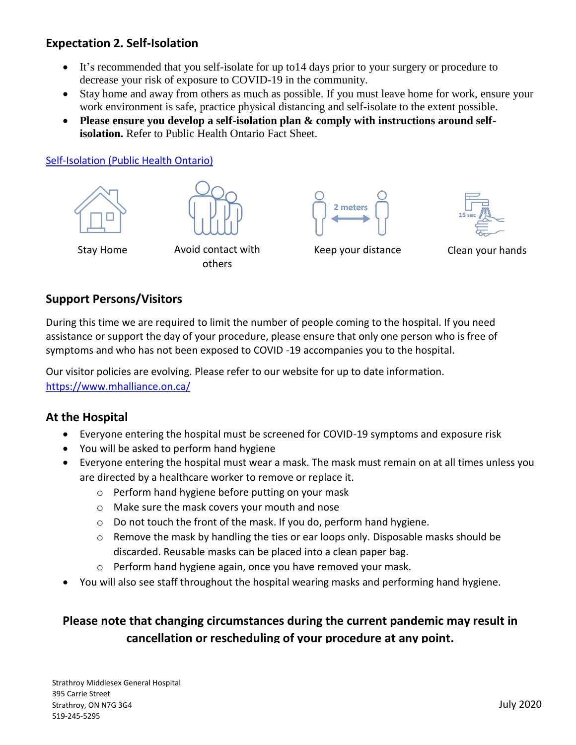## Expectation 2. Self-Isolation

- It's recommended that you self-isolate for up to14 days prior to your surgery or procedure to decrease your risk of exposure to COVID-19 in the community.
- Stay home and away from others as much as possible. If you must leave home for work, ensure your work environment is safe, practice physical distancing and self-isolate to the extent possible.
- **Please ensure you develop a self-isolation plan & comply with instructions around self-isolation.** Refer to Public Health Ontario Fact Sheet.

[Self-Isolation (Public Health Ontario)]

Stay Home

Avoid contact with others

2 meters

Keep your distance

15 sec

Clean your hands

## Support Persons/Visitors

During this time we are required to limit the number of people coming to the hospital. If you need assistance or support the day of your procedure, please ensure that only one person who is free of symptoms and who has not been exposed to COVID -19 accompanies you to the hospital.

Our visitor policies are evolving. Please refer to our website for up to date information.
https://www.mhalliance.on.ca/

## At the Hospital

- Everyone entering the hospital must be screened for COVID-19 symptoms and exposure risk
- You will be asked to perform hand hygiene
- Everyone entering the hospital must wear a mask. The mask must remain on at all times unless you are directed by a healthcare worker to remove or replace it.
  - Perform hand hygiene before putting on your mask
  - Make sure the mask covers your mouth and nose
  - Do not touch the front of the mask. If you do, perform hand hygiene.
  - Remove the mask by handling the ties or ear loops only. Disposable masks should be discarded. Reusable masks can be placed into a clean paper bag.
  - Perform hand hygiene again, once you have removed your mask.
- You will also see staff throughout the hospital wearing masks and performing hand hygiene.

**Please note that changing circumstances during the current pandemic may result in cancellation or rescheduling of your procedure at any point.**

Strathroy Middlesex General Hospital
395 Carrie Street
Strathroy, ON N7G 3G4
519-245-5295

July 2020